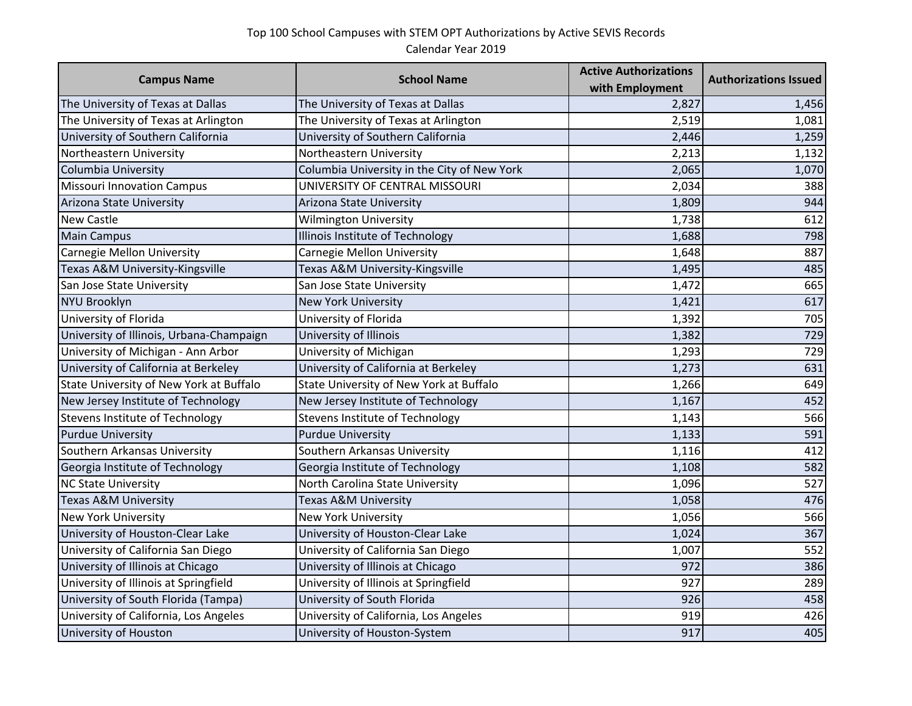Top 100 School Campuses with STEM OPT Authorizations by Active SEVIS Records
Calendar Year 2019

| Campus Name | School Name | Active Authorizations with Employment | Authorizations Issued |
|---|---|---|---|
| The University of Texas at Dallas | The University of Texas at Dallas | 2,827 | 1,456 |
| The University of Texas at Arlington | The University of Texas at Arlington | 2,519 | 1,081 |
| University of Southern California | University of Southern California | 2,446 | 1,259 |
| Northeastern University | Northeastern University | 2,213 | 1,132 |
| Columbia University | Columbia University in the City of New York | 2,065 | 1,070 |
| Missouri Innovation Campus | UNIVERSITY OF CENTRAL MISSOURI | 2,034 | 388 |
| Arizona State University | Arizona State University | 1,809 | 944 |
| New Castle | Wilmington University | 1,738 | 612 |
| Main Campus | Illinois Institute of Technology | 1,688 | 798 |
| Carnegie Mellon University | Carnegie Mellon University | 1,648 | 887 |
| Texas A&M University-Kingsville | Texas A&M University-Kingsville | 1,495 | 485 |
| San Jose State University | San Jose State University | 1,472 | 665 |
| NYU Brooklyn | New York University | 1,421 | 617 |
| University of Florida | University of Florida | 1,392 | 705 |
| University of Illinois, Urbana-Champaign | University of Illinois | 1,382 | 729 |
| University of Michigan - Ann Arbor | University of Michigan | 1,293 | 729 |
| University of California at Berkeley | University of California at Berkeley | 1,273 | 631 |
| State University of New York at Buffalo | State University of New York at Buffalo | 1,266 | 649 |
| New Jersey Institute of Technology | New Jersey Institute of Technology | 1,167 | 452 |
| Stevens Institute of Technology | Stevens Institute of Technology | 1,143 | 566 |
| Purdue University | Purdue University | 1,133 | 591 |
| Southern Arkansas University | Southern Arkansas University | 1,116 | 412 |
| Georgia Institute of Technology | Georgia Institute of Technology | 1,108 | 582 |
| NC State University | North Carolina State University | 1,096 | 527 |
| Texas A&M University | Texas A&M University | 1,058 | 476 |
| New York University | New York University | 1,056 | 566 |
| University of Houston-Clear Lake | University of Houston-Clear Lake | 1,024 | 367 |
| University of California San Diego | University of California San Diego | 1,007 | 552 |
| University of Illinois at Chicago | University of Illinois at Chicago | 972 | 386 |
| University of Illinois at Springfield | University of Illinois at Springfield | 927 | 289 |
| University of South Florida (Tampa) | University of South Florida | 926 | 458 |
| University of California, Los Angeles | University of California, Los Angeles | 919 | 426 |
| University of Houston | University of Houston-System | 917 | 405 |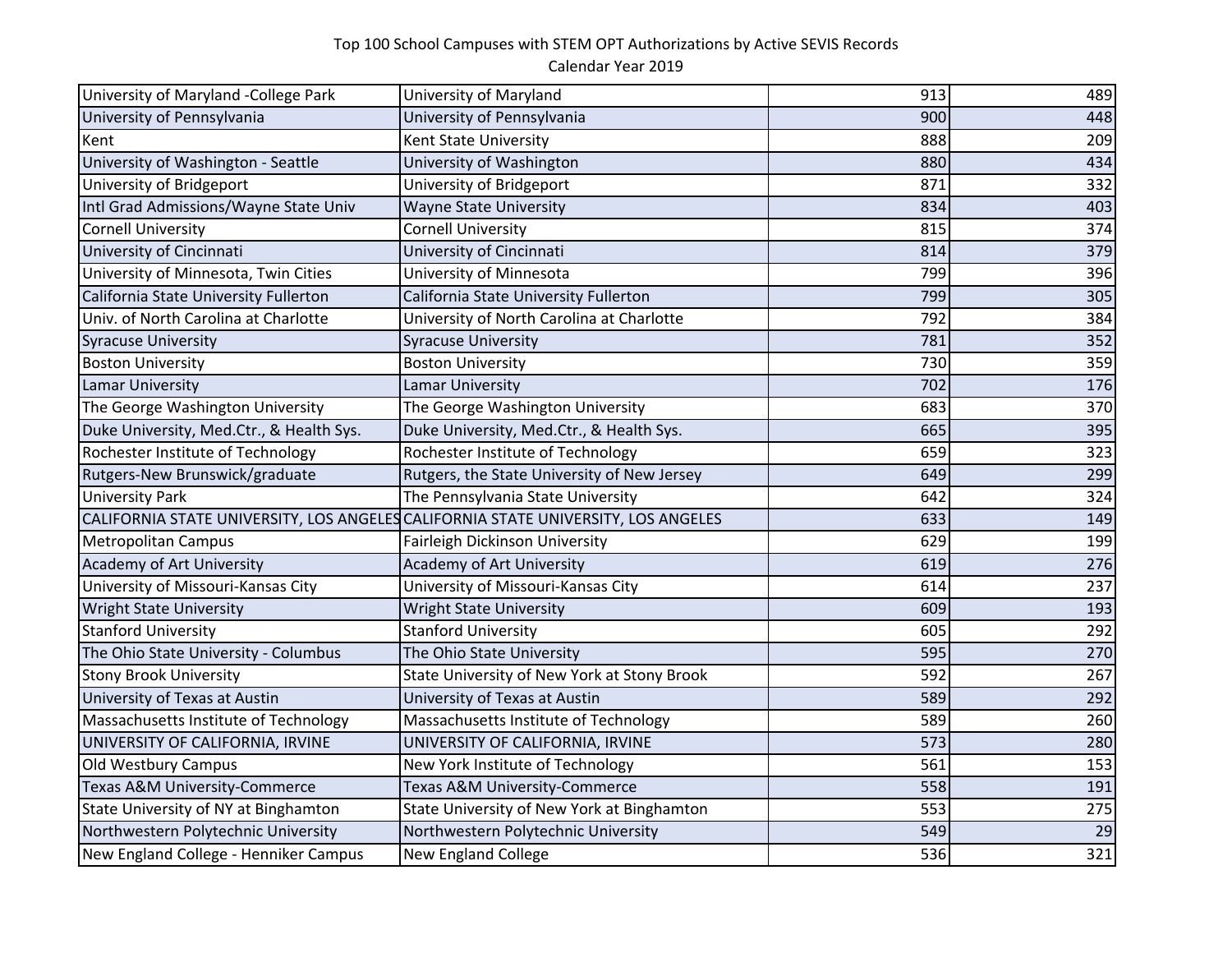Top 100 School Campuses with STEM OPT Authorizations by Active SEVIS Records

Calendar Year 2019

| | | | |
|---|---|---|---|
| University of Maryland -College Park | University of Maryland | 913 | 489 |
| University of Pennsylvania | University of Pennsylvania | 900 | 448 |
| Kent | Kent State University | 888 | 209 |
| University of Washington - Seattle | University of Washington | 880 | 434 |
| University of Bridgeport | University of Bridgeport | 871 | 332 |
| Intl Grad Admissions/Wayne State Univ | Wayne State University | 834 | 403 |
| Cornell University | Cornell University | 815 | 374 |
| University of Cincinnati | University of Cincinnati | 814 | 379 |
| University of Minnesota, Twin Cities | University of Minnesota | 799 | 396 |
| California State University Fullerton | California State University Fullerton | 799 | 305 |
| Univ. of North Carolina at Charlotte | University of North Carolina at Charlotte | 792 | 384 |
| Syracuse University | Syracuse University | 781 | 352 |
| Boston University | Boston University | 730 | 359 |
| Lamar University | Lamar University | 702 | 176 |
| The George Washington University | The George Washington University | 683 | 370 |
| Duke University, Med.Ctr., & Health Sys. | Duke University, Med.Ctr., & Health Sys. | 665 | 395 |
| Rochester Institute of Technology | Rochester Institute of Technology | 659 | 323 |
| Rutgers-New Brunswick/graduate | Rutgers, the State University of New Jersey | 649 | 299 |
| University Park | The Pennsylvania State University | 642 | 324 |
| CALIFORNIA STATE UNIVERSITY, LOS ANGELES | CALIFORNIA STATE UNIVERSITY, LOS ANGELES | 633 | 149 |
| Metropolitan Campus | Fairleigh Dickinson University | 629 | 199 |
| Academy of Art University | Academy of Art University | 619 | 276 |
| University of Missouri-Kansas City | University of Missouri-Kansas City | 614 | 237 |
| Wright State University | Wright State University | 609 | 193 |
| Stanford University | Stanford University | 605 | 292 |
| The Ohio State University - Columbus | The Ohio State University | 595 | 270 |
| Stony Brook University | State University of New York at Stony Brook | 592 | 267 |
| University of Texas at Austin | University of Texas at Austin | 589 | 292 |
| Massachusetts Institute of Technology | Massachusetts Institute of Technology | 589 | 260 |
| UNIVERSITY OF CALIFORNIA, IRVINE | UNIVERSITY OF CALIFORNIA, IRVINE | 573 | 280 |
| Old Westbury Campus | New York Institute of Technology | 561 | 153 |
| Texas A&M University-Commerce | Texas A&M University-Commerce | 558 | 191 |
| State University of NY at Binghamton | State University of New York at Binghamton | 553 | 275 |
| Northwestern Polytechnic University | Northwestern Polytechnic University | 549 | 29 |
| New England College - Henniker Campus | New England College | 536 | 321 |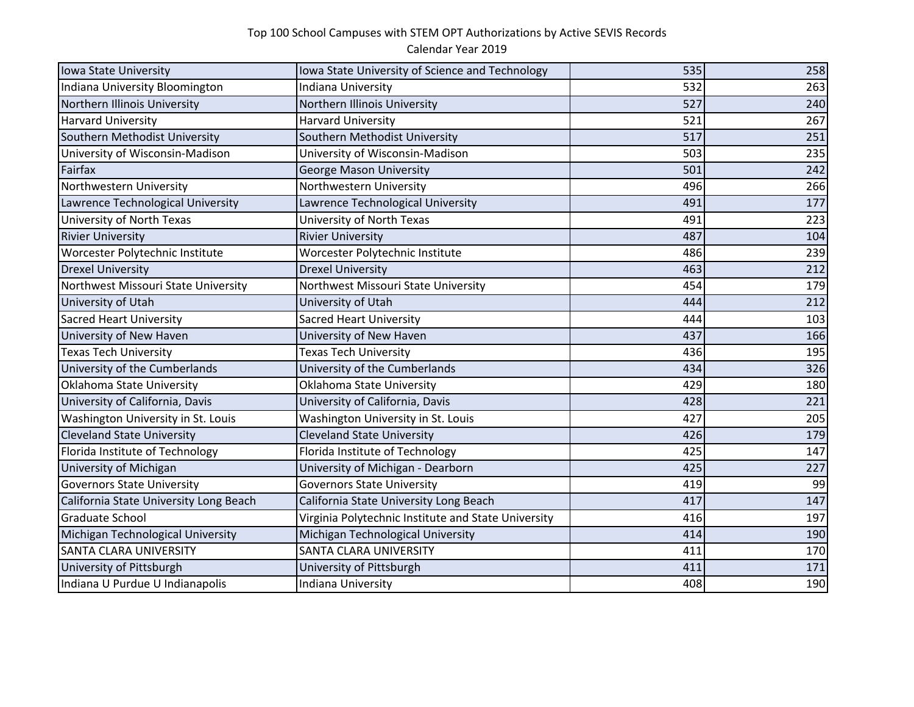Top 100 School Campuses with STEM OPT Authorizations by Active SEVIS Records

Calendar Year 2019

| | | | |
|---|---|---|---|
| Iowa State University | Iowa State University of Science and Technology | 535 | 258 |
| Indiana University Bloomington | Indiana University | 532 | 263 |
| Northern Illinois University | Northern Illinois University | 527 | 240 |
| Harvard University | Harvard University | 521 | 267 |
| Southern Methodist University | Southern Methodist University | 517 | 251 |
| University of Wisconsin-Madison | University of Wisconsin-Madison | 503 | 235 |
| Fairfax | George Mason University | 501 | 242 |
| Northwestern University | Northwestern University | 496 | 266 |
| Lawrence Technological University | Lawrence Technological University | 491 | 177 |
| University of North Texas | University of North Texas | 491 | 223 |
| Rivier University | Rivier University | 487 | 104 |
| Worcester Polytechnic Institute | Worcester Polytechnic Institute | 486 | 239 |
| Drexel University | Drexel University | 463 | 212 |
| Northwest Missouri State University | Northwest Missouri State University | 454 | 179 |
| University of Utah | University of Utah | 444 | 212 |
| Sacred Heart University | Sacred Heart University | 444 | 103 |
| University of New Haven | University of New Haven | 437 | 166 |
| Texas Tech University | Texas Tech University | 436 | 195 |
| University of the Cumberlands | University of the Cumberlands | 434 | 326 |
| Oklahoma State University | Oklahoma State University | 429 | 180 |
| University of California, Davis | University of California, Davis | 428 | 221 |
| Washington University in St. Louis | Washington University in St. Louis | 427 | 205 |
| Cleveland State University | Cleveland State University | 426 | 179 |
| Florida Institute of Technology | Florida Institute of Technology | 425 | 147 |
| University of Michigan | University of Michigan - Dearborn | 425 | 227 |
| Governors State University | Governors State University | 419 | 99 |
| California State University Long Beach | California State University Long Beach | 417 | 147 |
| Graduate School | Virginia Polytechnic Institute and State University | 416 | 197 |
| Michigan Technological University | Michigan Technological University | 414 | 190 |
| SANTA CLARA UNIVERSITY | SANTA CLARA UNIVERSITY | 411 | 170 |
| University of Pittsburgh | University of Pittsburgh | 411 | 171 |
| Indiana U Purdue U Indianapolis | Indiana University | 408 | 190 |